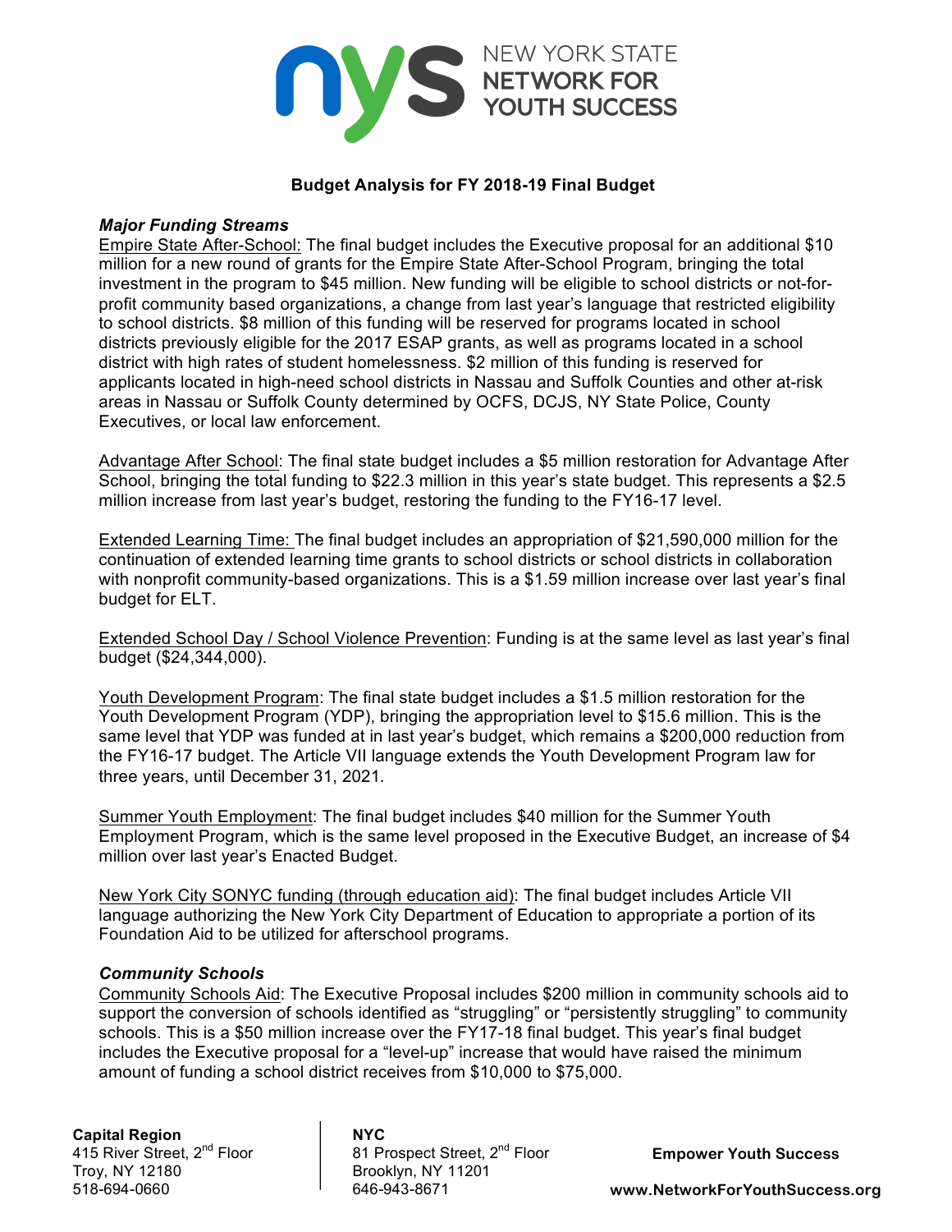NEW YORK STATE
NETWORK FOR
YOUTH SUCCESS

## Budget Analysis for FY 2018-19 Final Budget

### *Major Funding Streams*

Empire State After-School: The final budget includes the Executive proposal for an additional $10 million for a new round of grants for the Empire State After-School Program, bringing the total investment in the program to $45 million. New funding will be eligible to school districts or not-for-profit community based organizations, a change from last year's language that restricted eligibility to school districts. $8 million of this funding will be reserved for programs located in school districts previously eligible for the 2017 ESAP grants, as well as programs located in a school district with high rates of student homelessness. $2 million of this funding is reserved for applicants located in high-need school districts in Nassau and Suffolk Counties and other at-risk areas in Nassau or Suffolk County determined by OCFS, DCJS, NY State Police, County Executives, or local law enforcement.

Advantage After School: The final state budget includes a $5 million restoration for Advantage After School, bringing the total funding to $22.3 million in this year's state budget. This represents a $2.5 million increase from last year's budget, restoring the funding to the FY16-17 level.

Extended Learning Time: The final budget includes an appropriation of $21,590,000 million for the continuation of extended learning time grants to school districts or school districts in collaboration with nonprofit community-based organizations. This is a $1.59 million increase over last year's final budget for ELT.

Extended School Day / School Violence Prevention: Funding is at the same level as last year's final budget ($24,344,000).

Youth Development Program: The final state budget includes a $1.5 million restoration for the Youth Development Program (YDP), bringing the appropriation level to $15.6 million. This is the same level that YDP was funded at in last year's budget, which remains a $200,000 reduction from the FY16-17 budget. The Article VII language extends the Youth Development Program law for three years, until December 31, 2021.

Summer Youth Employment: The final budget includes $40 million for the Summer Youth Employment Program, which is the same level proposed in the Executive Budget, an increase of $4 million over last year's Enacted Budget.

New York City SONYC funding (through education aid): The final budget includes Article VII language authorizing the New York City Department of Education to appropriate a portion of its Foundation Aid to be utilized for afterschool programs.

### *Community Schools*

Community Schools Aid: The Executive Proposal includes $200 million in community schools aid to support the conversion of schools identified as "struggling" or "persistently struggling" to community schools. This is a $50 million increase over the FY17-18 final budget. This year's final budget includes the Executive proposal for a "level-up" increase that would have raised the minimum amount of funding a school district receives from $10,000 to $75,000.

**Capital Region**
415 River Street, 2nd Floor
Troy, NY 12180
518-694-0660

**NYC**
81 Prospect Street, 2nd Floor
Brooklyn, NY 11201
646-943-8671

**Empower Youth Success**

**www.NetworkForYouthSuccess.org**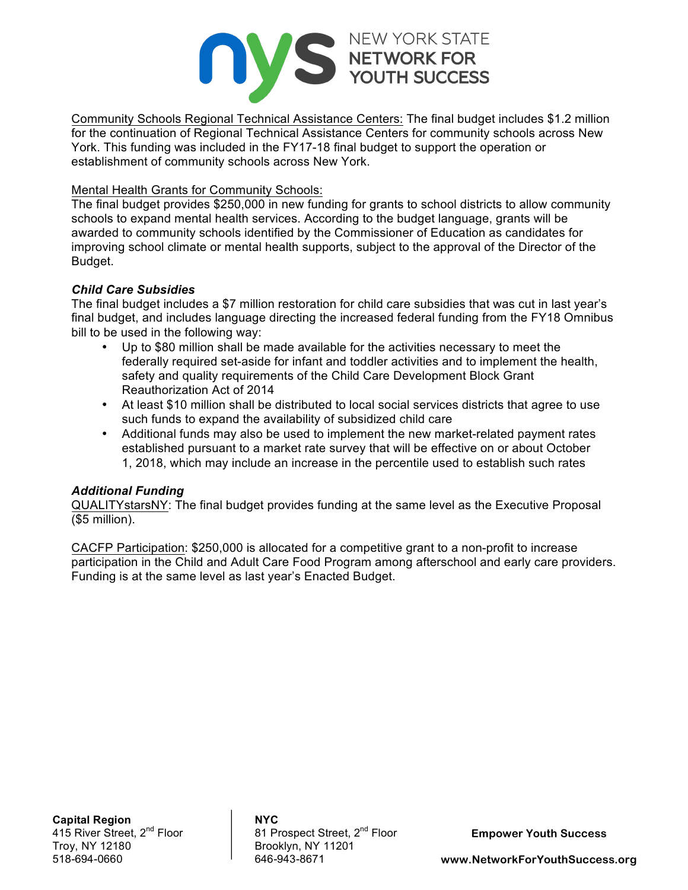Community Schools Regional Technical Assistance Centers: The final budget includes $1.2 million for the continuation of Regional Technical Assistance Centers for community schools across New York. This funding was included in the FY17-18 final budget to support the operation or establishment of community schools across New York.

Mental Health Grants for Community Schools:
The final budget provides $250,000 in new funding for grants to school districts to allow community schools to expand mental health services. According to the budget language, grants will be awarded to community schools identified by the Commissioner of Education as candidates for improving school climate or mental health supports, subject to the approval of the Director of the Budget.

***Child Care Subsidies***

The final budget includes a $7 million restoration for child care subsidies that was cut in last year's final budget, and includes language directing the increased federal funding from the FY18 Omnibus bill to be used in the following way:

- Up to $80 million shall be made available for the activities necessary to meet the federally required set-aside for infant and toddler activities and to implement the health, safety and quality requirements of the Child Care Development Block Grant Reauthorization Act of 2014
- At least $10 million shall be distributed to local social services districts that agree to use such funds to expand the availability of subsidized child care
- Additional funds may also be used to implement the new market-related payment rates established pursuant to a market rate survey that will be effective on or about October 1, 2018, which may include an increase in the percentile used to establish such rates

***Additional Funding***

QUALITYstarsNY: The final budget provides funding at the same level as the Executive Proposal ($5 million).

CACFP Participation: $250,000 is allocated for a competitive grant to a non-profit to increase participation in the Child and Adult Care Food Program among afterschool and early care providers. Funding is at the same level as last year's Enacted Budget.